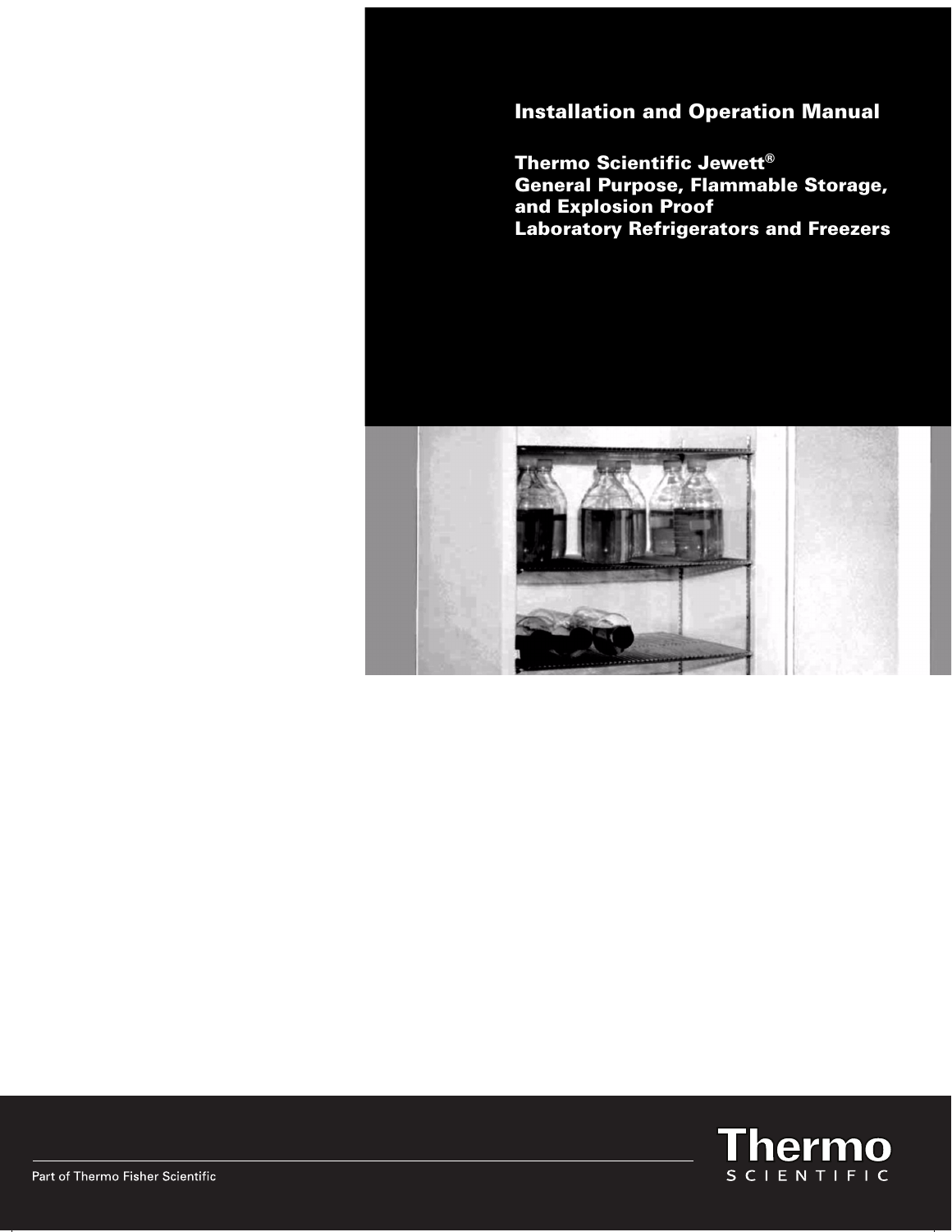# Installation and Operation Manual

## Thermo Scientific Jewett®
## General Purpose, Flammable Storage, and Explosion Proof Laboratory Refrigerators and Freezers

Part of Thermo Fisher Scientific

Thermo SCIENTIFIC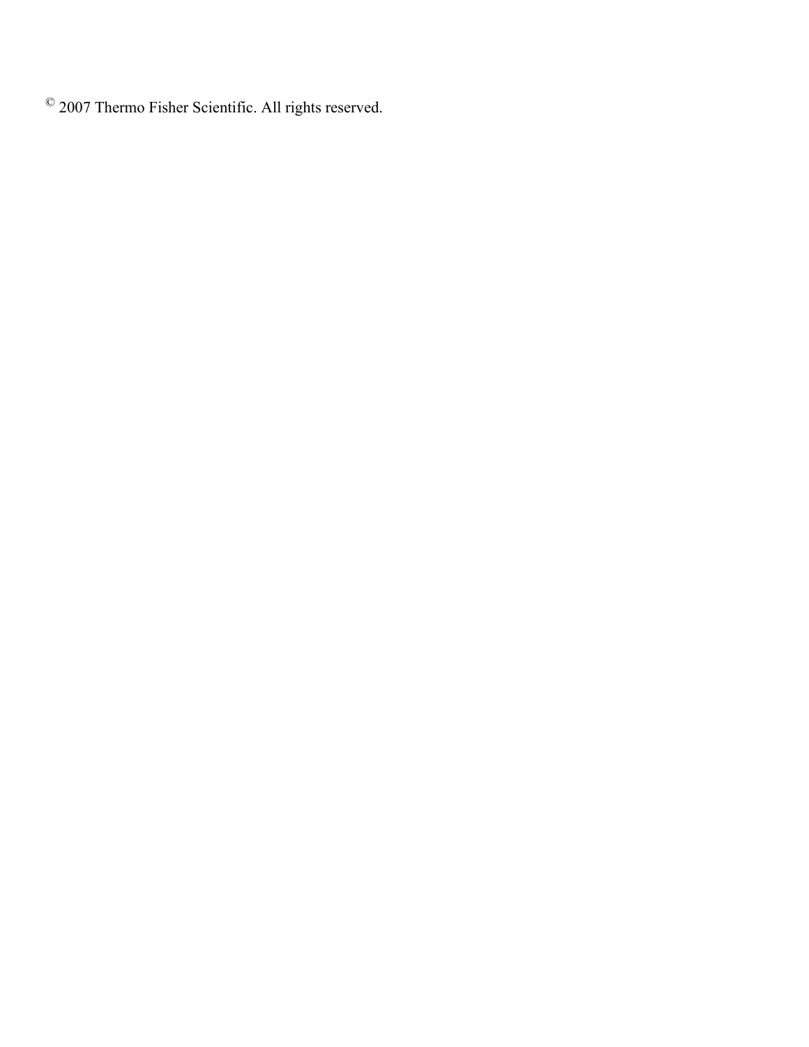© 2007 Thermo Fisher Scientific. All rights reserved.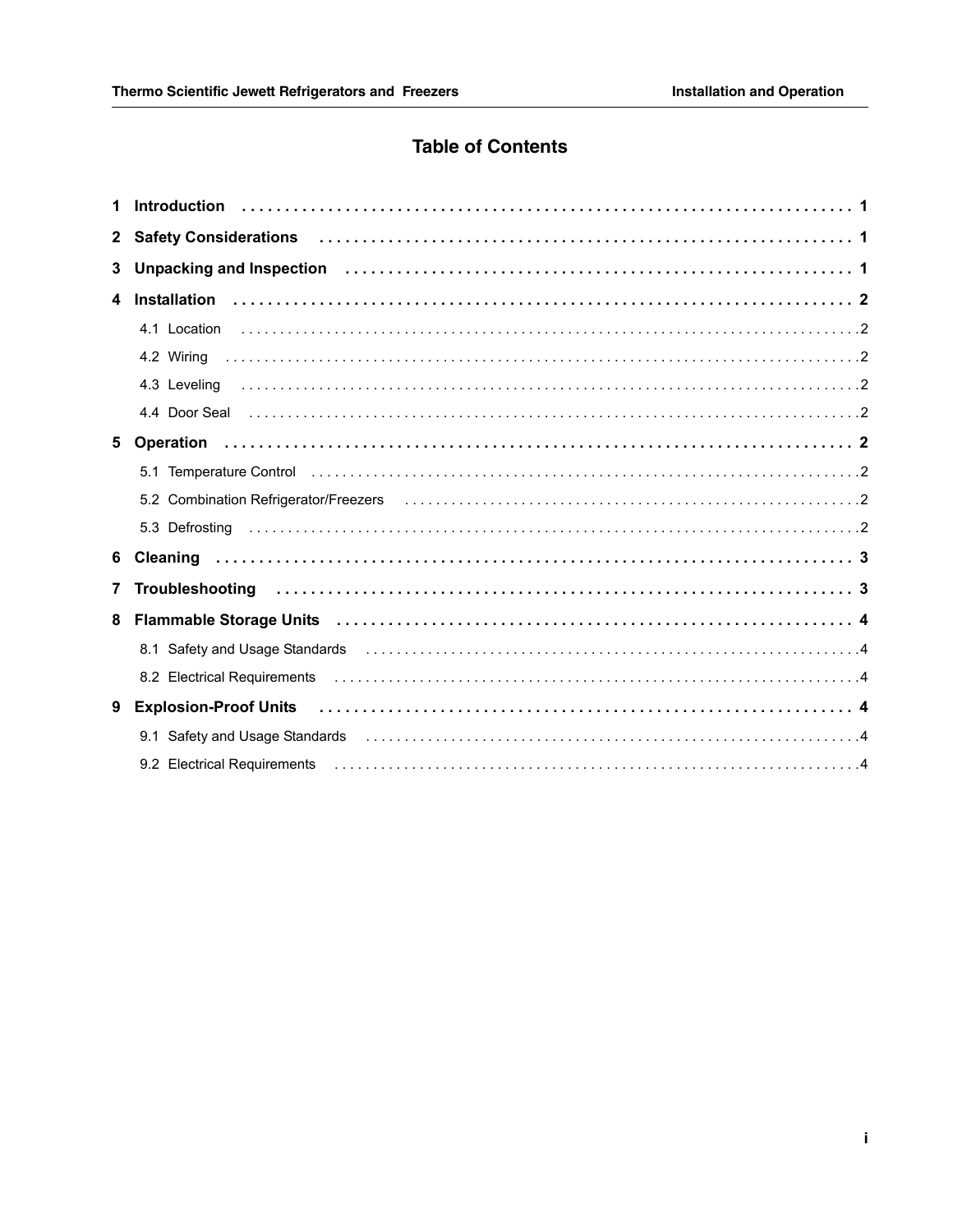# Table of Contents

**1 Introduction** . . . . . . . . . . . . . . . . . . . . . . . . . . . . . . . . . . . . . . . . . . . . . . . . . . . . . . . . . . . . . . . . **1**

**2 Safety Considerations** . . . . . . . . . . . . . . . . . . . . . . . . . . . . . . . . . . . . . . . . . . . . . . . . . . . . . . . **1**

**3 Unpacking and Inspection** . . . . . . . . . . . . . . . . . . . . . . . . . . . . . . . . . . . . . . . . . . . . . . . . . . . **1**

**4 Installation** . . . . . . . . . . . . . . . . . . . . . . . . . . . . . . . . . . . . . . . . . . . . . . . . . . . . . . . . . . . . . . . . **2**

- 4.1 Location . . . . . . . . . . . . . . . . . . . . . . . . . . . . . . . . . . . . . . . . . . . . . . . . . . . . . . . . . . . . . . 2
- 4.2 Wiring . . . . . . . . . . . . . . . . . . . . . . . . . . . . . . . . . . . . . . . . . . . . . . . . . . . . . . . . . . . . . . . 2
- 4.3 Leveling . . . . . . . . . . . . . . . . . . . . . . . . . . . . . . . . . . . . . . . . . . . . . . . . . . . . . . . . . . . . . . 2
- 4.4 Door Seal . . . . . . . . . . . . . . . . . . . . . . . . . . . . . . . . . . . . . . . . . . . . . . . . . . . . . . . . . . . . . 2

**5 Operation** . . . . . . . . . . . . . . . . . . . . . . . . . . . . . . . . . . . . . . . . . . . . . . . . . . . . . . . . . . . . . . . . . **2**

- 5.1 Temperature Control . . . . . . . . . . . . . . . . . . . . . . . . . . . . . . . . . . . . . . . . . . . . . . . . . . . . . 2
- 5.2 Combination Refrigerator/Freezers . . . . . . . . . . . . . . . . . . . . . . . . . . . . . . . . . . . . . . . . . . 2
- 5.3 Defrosting . . . . . . . . . . . . . . . . . . . . . . . . . . . . . . . . . . . . . . . . . . . . . . . . . . . . . . . . . . . . . 2

**6 Cleaning** . . . . . . . . . . . . . . . . . . . . . . . . . . . . . . . . . . . . . . . . . . . . . . . . . . . . . . . . . . . . . . . . . . **3**

**7 Troubleshooting** . . . . . . . . . . . . . . . . . . . . . . . . . . . . . . . . . . . . . . . . . . . . . . . . . . . . . . . . . . . . **3**

**8 Flammable Storage Units** . . . . . . . . . . . . . . . . . . . . . . . . . . . . . . . . . . . . . . . . . . . . . . . . . . . . . **4**

- 8.1 Safety and Usage Standards . . . . . . . . . . . . . . . . . . . . . . . . . . . . . . . . . . . . . . . . . . . . . . . 4
- 8.2 Electrical Requirements . . . . . . . . . . . . . . . . . . . . . . . . . . . . . . . . . . . . . . . . . . . . . . . . . . . 4

**9 Explosion-Proof Units** . . . . . . . . . . . . . . . . . . . . . . . . . . . . . . . . . . . . . . . . . . . . . . . . . . . . . . . . **4**

- 9.1 Safety and Usage Standards . . . . . . . . . . . . . . . . . . . . . . . . . . . . . . . . . . . . . . . . . . . . . . . 4
- 9.2 Electrical Requirements . . . . . . . . . . . . . . . . . . . . . . . . . . . . . . . . . . . . . . . . . . . . . . . . . . . 4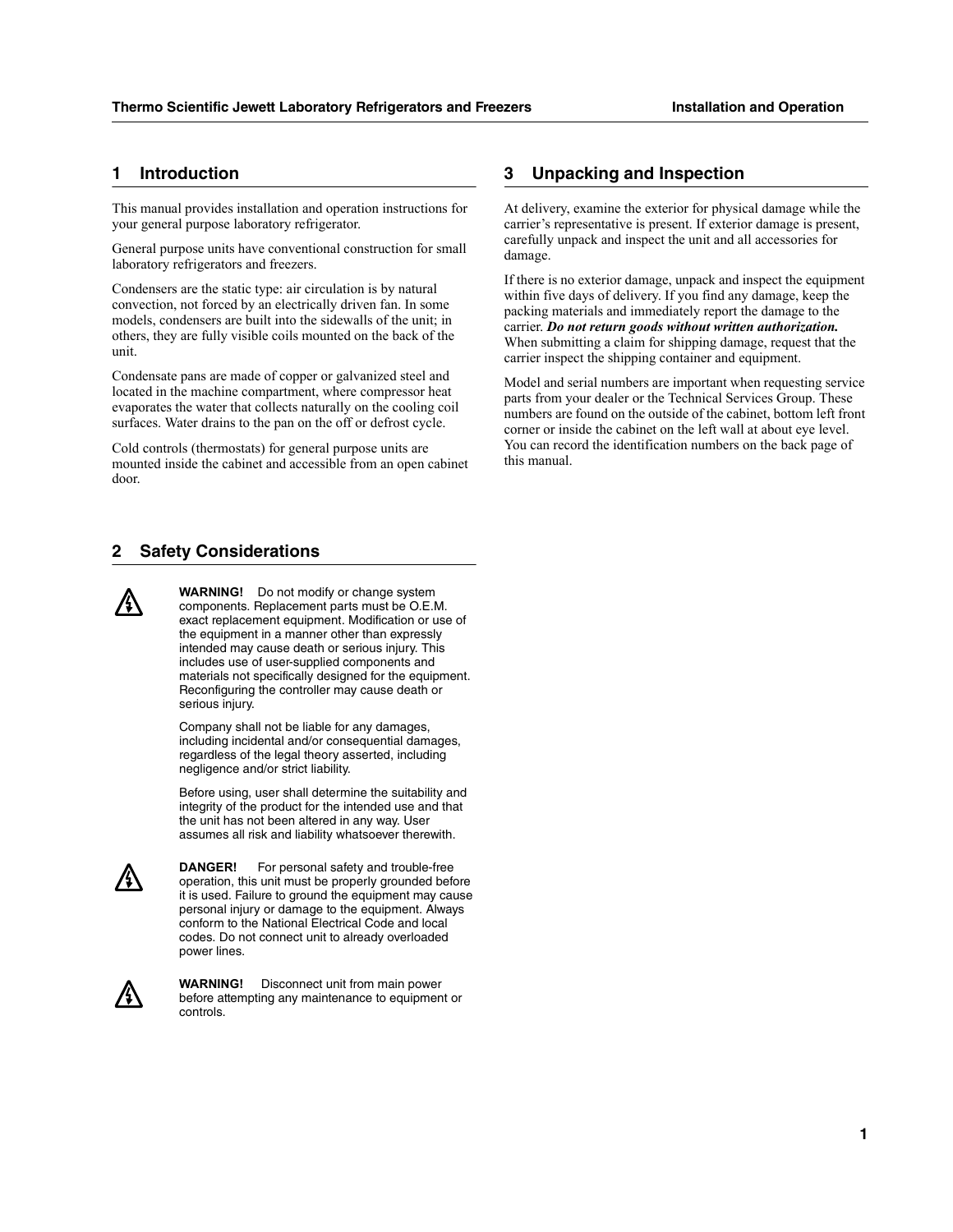## 1 Introduction

This manual provides installation and operation instructions for your general purpose laboratory refrigerator.

General purpose units have conventional construction for small laboratory refrigerators and freezers.

Condensers are the static type: air circulation is by natural convection, not forced by an electrically driven fan. In some models, condensers are built into the sidewalls of the unit; in others, they are fully visible coils mounted on the back of the unit.

Condensate pans are made of copper or galvanized steel and located in the machine compartment, where compressor heat evaporates the water that collects naturally on the cooling coil surfaces. Water drains to the pan on the off or defrost cycle.

Cold controls (thermostats) for general purpose units are mounted inside the cabinet and accessible from an open cabinet door.

## 2 Safety Considerations

**WARNING!** Do not modify or change system components. Replacement parts must be O.E.M. exact replacement equipment. Modification or use of the equipment in a manner other than expressly intended may cause death or serious injury. This includes use of user-supplied components and materials not specifically designed for the equipment. Reconfiguring the controller may cause death or serious injury.

Company shall not be liable for any damages, including incidental and/or consequential damages, regardless of the legal theory asserted, including negligence and/or strict liability.

Before using, user shall determine the suitability and integrity of the product for the intended use and that the unit has not been altered in any way. User assumes all risk and liability whatsoever therewith.

**DANGER!** For personal safety and trouble-free operation, this unit must be properly grounded before it is used. Failure to ground the equipment may cause personal injury or damage to the equipment. Always conform to the National Electrical Code and local codes. Do not connect unit to already overloaded power lines.

**WARNING!** Disconnect unit from main power before attempting any maintenance to equipment or controls.

## 3 Unpacking and Inspection

At delivery, examine the exterior for physical damage while the carrier's representative is present. If exterior damage is present, carefully unpack and inspect the unit and all accessories for damage.

If there is no exterior damage, unpack and inspect the equipment within five days of delivery. If you find any damage, keep the packing materials and immediately report the damage to the carrier. ***Do not return goods without written authorization.*** When submitting a claim for shipping damage, request that the carrier inspect the shipping container and equipment.

Model and serial numbers are important when requesting service parts from your dealer or the Technical Services Group. These numbers are found on the outside of the cabinet, bottom left front corner or inside the cabinet on the left wall at about eye level. You can record the identification numbers on the back page of this manual.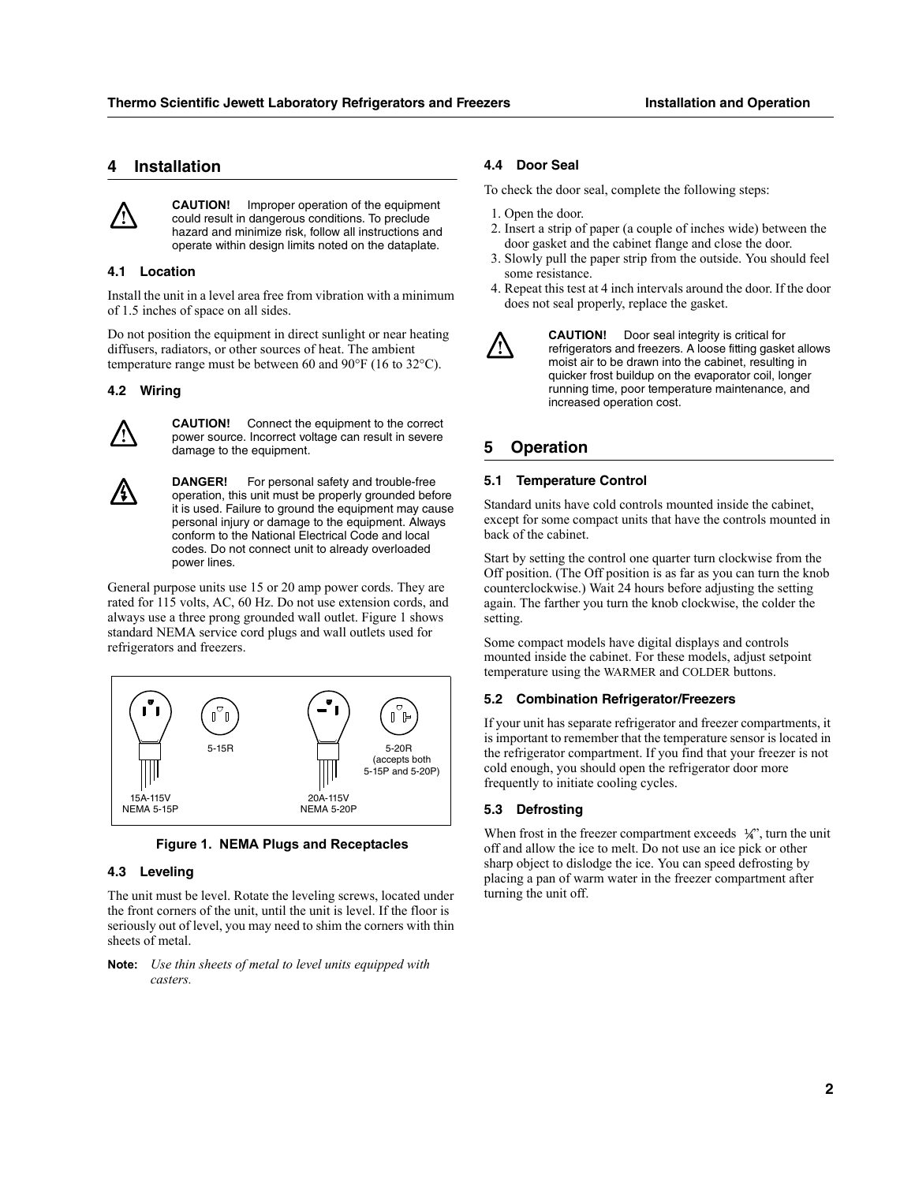## 4 Installation

**CAUTION!** Improper operation of the equipment could result in dangerous conditions. To preclude hazard and minimize risk, follow all instructions and operate within design limits noted on the dataplate.

### 4.1 Location

Install the unit in a level area free from vibration with a minimum of 1.5 inches of space on all sides.

Do not position the equipment in direct sunlight or near heating diffusers, radiators, or other sources of heat. The ambient temperature range must be between 60 and 90°F (16 to 32°C).

### 4.2 Wiring

**CAUTION!** Connect the equipment to the correct power source. Incorrect voltage can result in severe damage to the equipment.

**DANGER!** For personal safety and trouble-free operation, this unit must be properly grounded before it is used. Failure to ground the equipment may cause personal injury or damage to the equipment. Always conform to the National Electrical Code and local codes. Do not connect unit to already overloaded power lines.

General purpose units use 15 or 20 amp power cords. They are rated for 115 volts, AC, 60 Hz. Do not use extension cords, and always use a three prong grounded wall outlet. Figure 1 shows standard NEMA service cord plugs and wall outlets used for refrigerators and freezers.

15A-115V NEMA 5-15P

5-15R

20A-115V NEMA 5-20P

5-20R (accepts both 5-15P and 5-20P)

**Figure 1. NEMA Plugs and Receptacles**

### 4.3 Leveling

The unit must be level. Rotate the leveling screws, located under the front corners of the unit, until the unit is level. If the floor is seriously out of level, you may need to shim the corners with thin sheets of metal.

**Note:** *Use thin sheets of metal to level units equipped with casters.*

### 4.4 Door Seal

To check the door seal, complete the following steps:

1. Open the door.
2. Insert a strip of paper (a couple of inches wide) between the door gasket and the cabinet flange and close the door.
3. Slowly pull the paper strip from the outside. You should feel some resistance.
4. Repeat this test at 4 inch intervals around the door. If the door does not seal properly, replace the gasket.

**CAUTION!** Door seal integrity is critical for refrigerators and freezers. A loose fitting gasket allows moist air to be drawn into the cabinet, resulting in quicker frost buildup on the evaporator coil, longer running time, poor temperature maintenance, and increased operation cost.

## 5 Operation

### 5.1 Temperature Control

Standard units have cold controls mounted inside the cabinet, except for some compact units that have the controls mounted in back of the cabinet.

Start by setting the control one quarter turn clockwise from the Off position. (The Off position is as far as you can turn the knob counterclockwise.) Wait 24 hours before adjusting the setting again. The farther you turn the knob clockwise, the colder the setting.

Some compact models have digital displays and controls mounted inside the cabinet. For these models, adjust setpoint temperature using the WARMER and COLDER buttons.

### 5.2 Combination Refrigerator/Freezers

If your unit has separate refrigerator and freezer compartments, it is important to remember that the temperature sensor is located in the refrigerator compartment. If you find that your freezer is not cold enough, you should open the refrigerator door more frequently to initiate cooling cycles.

### 5.3 Defrosting

When frost in the freezer compartment exceeds ¼", turn the unit off and allow the ice to melt. Do not use an ice pick or other sharp object to dislodge the ice. You can speed defrosting by placing a pan of warm water in the freezer compartment after turning the unit off.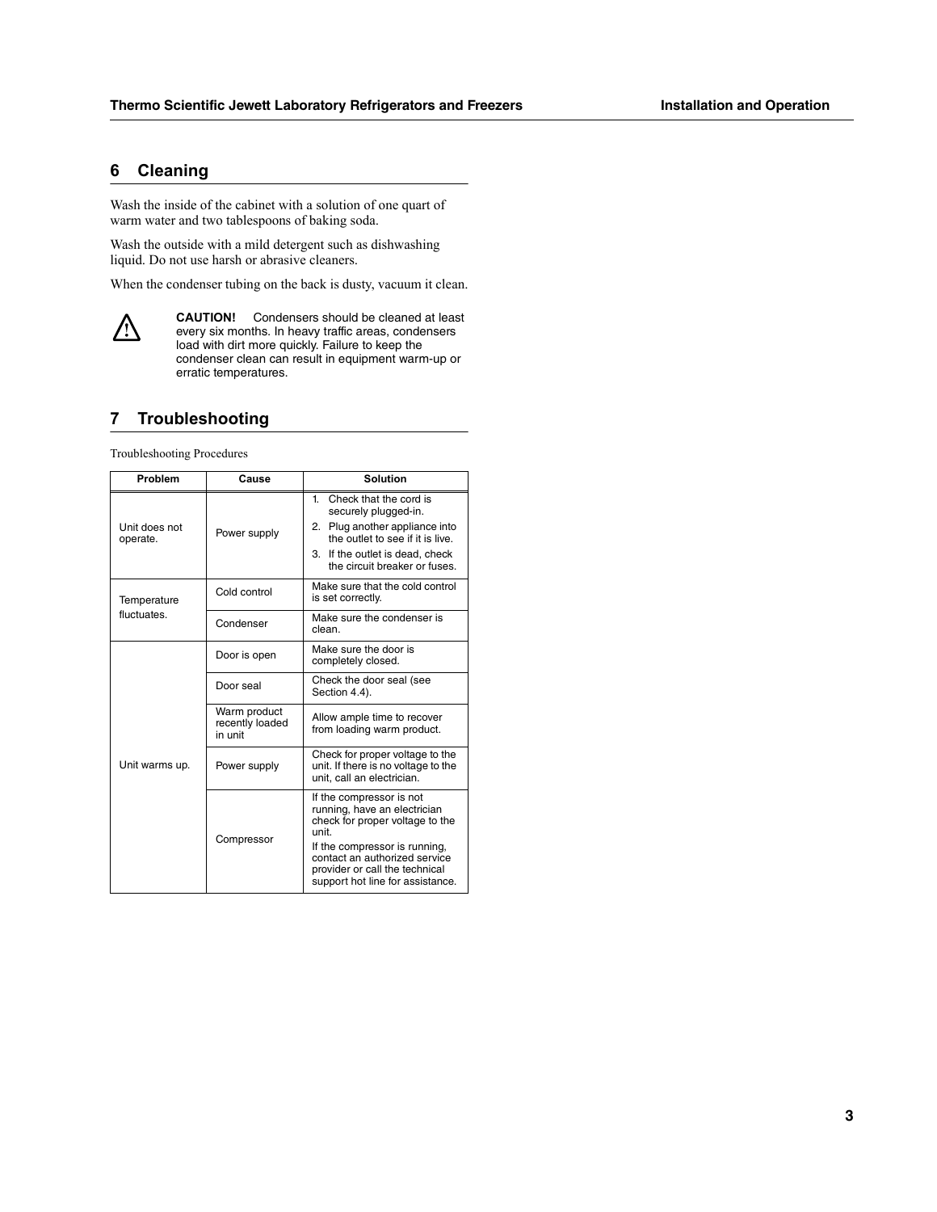## 6 Cleaning

Wash the inside of the cabinet with a solution of one quart of warm water and two tablespoons of baking soda.

Wash the outside with a mild detergent such as dishwashing liquid. Do not use harsh or abrasive cleaners.

When the condenser tubing on the back is dusty, vacuum it clean.

⚠ **CAUTION!** Condensers should be cleaned at least every six months. In heavy traffic areas, condensers load with dirt more quickly. Failure to keep the condenser clean can result in equipment warm-up or erratic temperatures.

## 7 Troubleshooting

Troubleshooting Procedures

| Problem | Cause | Solution |
|---|---|---|
| Unit does not operate. | Power supply | 1. Check that the cord is securely plugged-in.<br>2. Plug another appliance into the outlet to see if it is live.<br>3. If the outlet is dead, check the circuit breaker or fuses. |
| Temperature fluctuates. | Cold control | Make sure that the cold control is set correctly. |
| | Condenser | Make sure the condenser is clean. |
| Unit warms up. | Door is open | Make sure the door is completely closed. |
| | Door seal | Check the door seal (see Section 4.4). |
| | Warm product recently loaded in unit | Allow ample time to recover from loading warm product. |
| | Power supply | Check for proper voltage to the unit. If there is no voltage to the unit, call an electrician. |
| | Compressor | If the compressor is not running, have an electrician check for proper voltage to the unit.<br>If the compressor is running, contact an authorized service provider or call the technical support hot line for assistance. |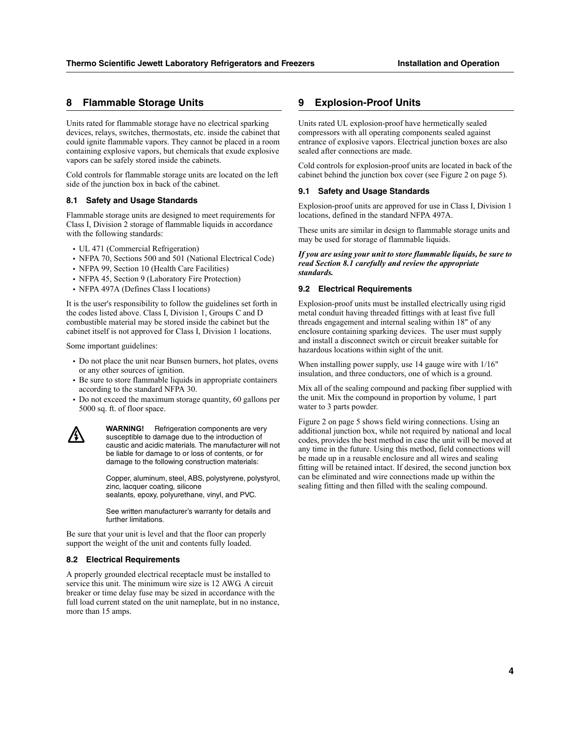## 8 Flammable Storage Units

Units rated for flammable storage have no electrical sparking devices, relays, switches, thermostats, etc. inside the cabinet that could ignite flammable vapors. They cannot be placed in a room containing explosive vapors, but chemicals that exude explosive vapors can be safely stored inside the cabinets.

Cold controls for flammable storage units are located on the left side of the junction box in back of the cabinet.

### 8.1 Safety and Usage Standards

Flammable storage units are designed to meet requirements for Class I, Division 2 storage of flammable liquids in accordance with the following standards:

- UL 471 (Commercial Refrigeration)
- NFPA 70, Sections 500 and 501 (National Electrical Code)
- NFPA 99, Section 10 (Health Care Facilities)
- NFPA 45, Section 9 (Laboratory Fire Protection)
- NFPA 497A (Defines Class I locations)

It is the user's responsibility to follow the guidelines set forth in the codes listed above. Class I, Division 1, Groups C and D combustible material may be stored inside the cabinet but the cabinet itself is not approved for Class I, Division 1 locations.

Some important guidelines:

- Do not place the unit near Bunsen burners, hot plates, ovens or any other sources of ignition.
- Be sure to store flammable liquids in appropriate containers according to the standard NFPA 30.
- Do not exceed the maximum storage quantity, 60 gallons per 5000 sq. ft. of floor space.

**WARNING!** Refrigeration components are very susceptible to damage due to the introduction of caustic and acidic materials. The manufacturer will not be liable for damage to or loss of contents, or for damage to the following construction materials:

Copper, aluminum, steel, ABS, polystyrene, polystyrol, zinc, lacquer coating, silicone sealants, epoxy, polyurethane, vinyl, and PVC.

See written manufacturer's warranty for details and further limitations.

Be sure that your unit is level and that the floor can properly support the weight of the unit and contents fully loaded.

### 8.2 Electrical Requirements

A properly grounded electrical receptacle must be installed to service this unit. The minimum wire size is 12 AWG. A circuit breaker or time delay fuse may be sized in accordance with the full load current stated on the unit nameplate, but in no instance, more than 15 amps.

## 9 Explosion-Proof Units

Units rated UL explosion-proof have hermetically sealed compressors with all operating components sealed against entrance of explosive vapors. Electrical junction boxes are also sealed after connections are made.

Cold controls for explosion-proof units are located in back of the cabinet behind the junction box cover (see Figure 2 on page 5).

### 9.1 Safety and Usage Standards

Explosion-proof units are approved for use in Class I, Division 1 locations, defined in the standard NFPA 497A.

These units are similar in design to flammable storage units and may be used for storage of flammable liquids.

***If you are using your unit to store flammable liquids, be sure to read Section 8.1 carefully and review the appropriate standards.***

### 9.2 Electrical Requirements

Explosion-proof units must be installed electrically using rigid metal conduit having threaded fittings with at least five full threads engagement and internal sealing within 18" of any enclosure containing sparking devices. The user must supply and install a disconnect switch or circuit breaker suitable for hazardous locations within sight of the unit.

When installing power supply, use 14 gauge wire with 1/16" insulation, and three conductors, one of which is a ground.

Mix all of the sealing compound and packing fiber supplied with the unit. Mix the compound in proportion by volume, 1 part water to 3 parts powder.

Figure 2 on page 5 shows field wiring connections. Using an additional junction box, while not required by national and local codes, provides the best method in case the unit will be moved at any time in the future. Using this method, field connections will be made up in a reusable enclosure and all wires and sealing fitting will be retained intact. If desired, the second junction box can be eliminated and wire connections made up within the sealing fitting and then filled with the sealing compound.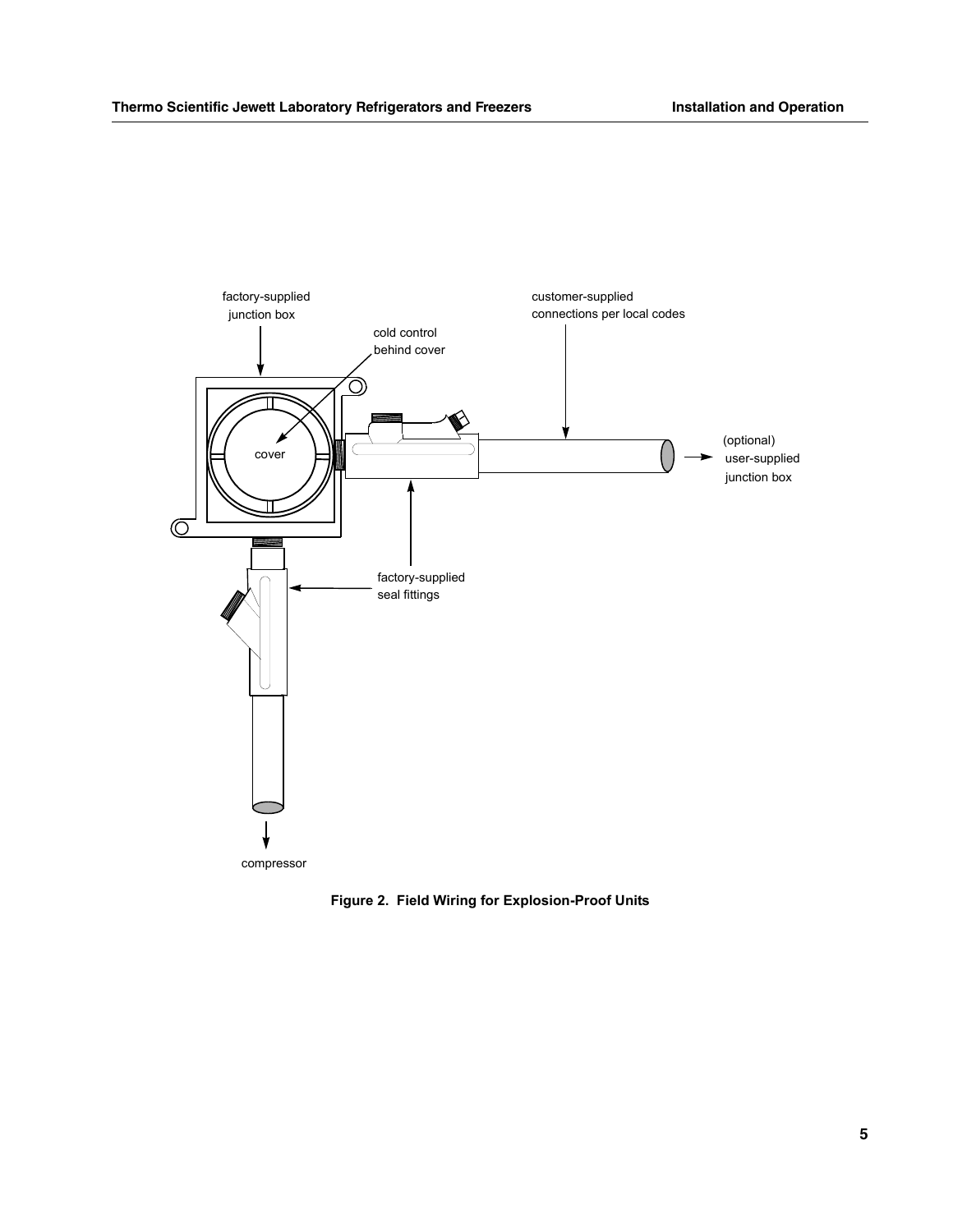factory-supplied junction box

cold control behind cover

cover

customer-supplied connections per local codes

(optional) user-supplied junction box

factory-supplied seal fittings

compressor

**Figure 2. Field Wiring for Explosion-Proof Units**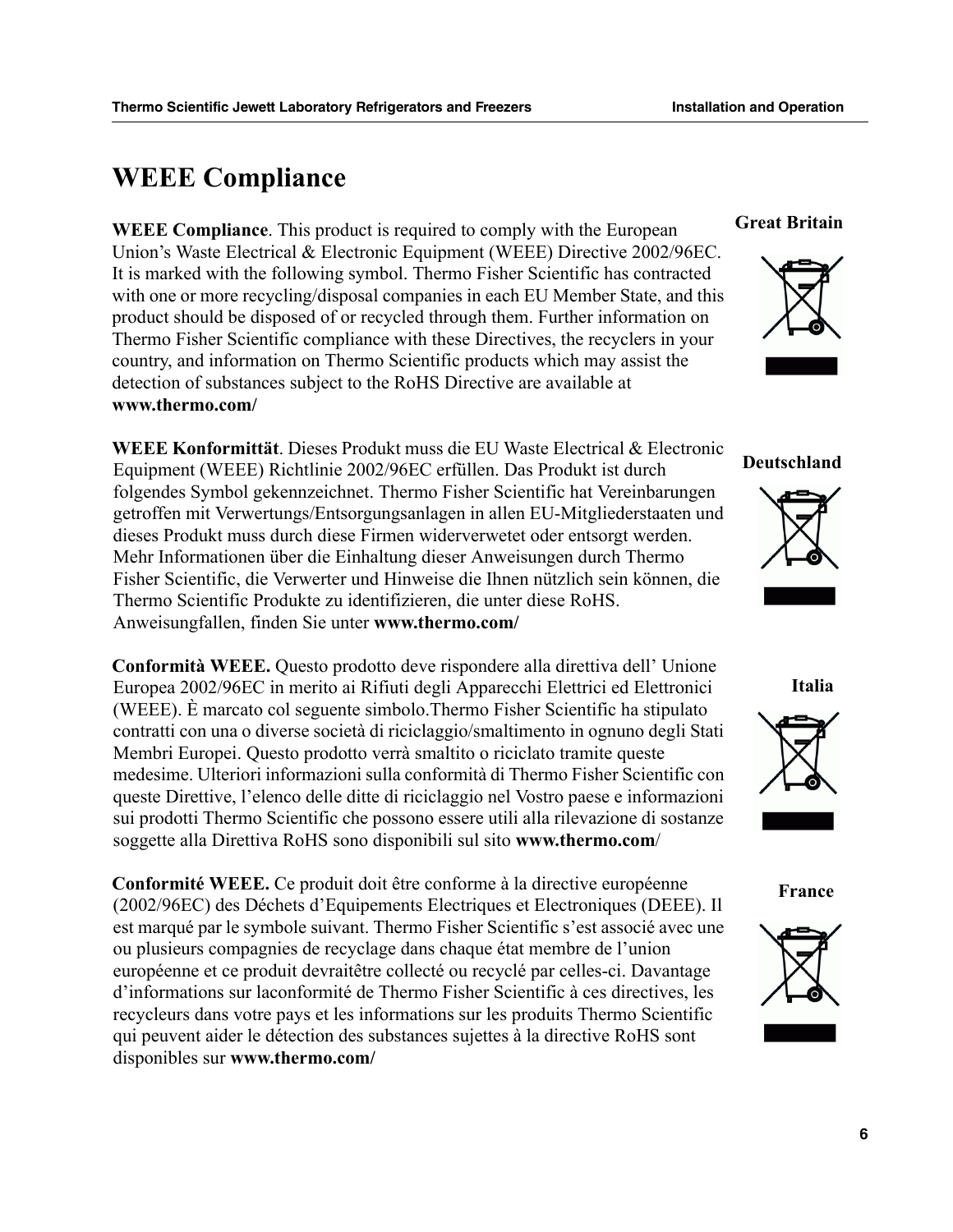# WEEE Compliance

**Great Britain**

**WEEE Compliance**. This product is required to comply with the European Union's Waste Electrical & Electronic Equipment (WEEE) Directive 2002/96EC. It is marked with the following symbol. Thermo Fisher Scientific has contracted with one or more recycling/disposal companies in each EU Member State, and this product should be disposed of or recycled through them. Further information on Thermo Fisher Scientific compliance with these Directives, the recyclers in your country, and information on Thermo Scientific products which may assist the detection of substances subject to the RoHS Directive are available at **www.thermo.com/**

**Deutschland**

**WEEE Konformittät**. Dieses Produkt muss die EU Waste Electrical & Electronic Equipment (WEEE) Richtlinie 2002/96EC erfüllen. Das Produkt ist durch folgendes Symbol gekennzeichnet. Thermo Fisher Scientific hat Vereinbarungen getroffen mit Verwertungs/Entsorgungsanlagen in allen EU-Mitgliederstaaten und dieses Produkt muss durch diese Firmen widerverwetet oder entsorgt werden. Mehr Informationen über die Einhaltung dieser Anweisungen durch Thermo Fisher Scientific, die Verwerter und Hinweise die Ihnen nützlich sein können, die Thermo Scientific Produkte zu identifizieren, die unter diese RoHS. Anweisungfallen, finden Sie unter **www.thermo.com/**

**Italia**

**Conformità WEEE.** Questo prodotto deve rispondere alla direttiva dell' Unione Europea 2002/96EC in merito ai Rifiuti degli Apparecchi Elettrici ed Elettronici (WEEE). È marcato col seguente simbolo.Thermo Fisher Scientific ha stipulato contratti con una o diverse società di riciclaggio/smaltimento in ognuno degli Stati Membri Europei. Questo prodotto verrà smaltito o riciclato tramite queste medesime. Ulteriori informazioni sulla conformità di Thermo Fisher Scientific con queste Direttive, l'elenco delle ditte di riciclaggio nel Vostro paese e informazioni sui prodotti Thermo Scientific che possono essere utili alla rilevazione di sostanze soggette alla Direttiva RoHS sono disponibili sul sito **www.thermo.com**/

**France**

**Conformité WEEE.** Ce produit doit être conforme à la directive européenne (2002/96EC) des Déchets d'Equipements Electriques et Electroniques (DEEE). Il est marqué par le symbole suivant. Thermo Fisher Scientific s'est associé avec une ou plusieurs compagnies de recyclage dans chaque état membre de l'union européenne et ce produit devraitêtre collecté ou recyclé par celles-ci. Davantage d'informations sur laconformité de Thermo Fisher Scientific à ces directives, les recycleurs dans votre pays et les informations sur les produits Thermo Scientific qui peuvent aider le détection des substances sujettes à la directive RoHS sont disponibles sur **www.thermo.com/**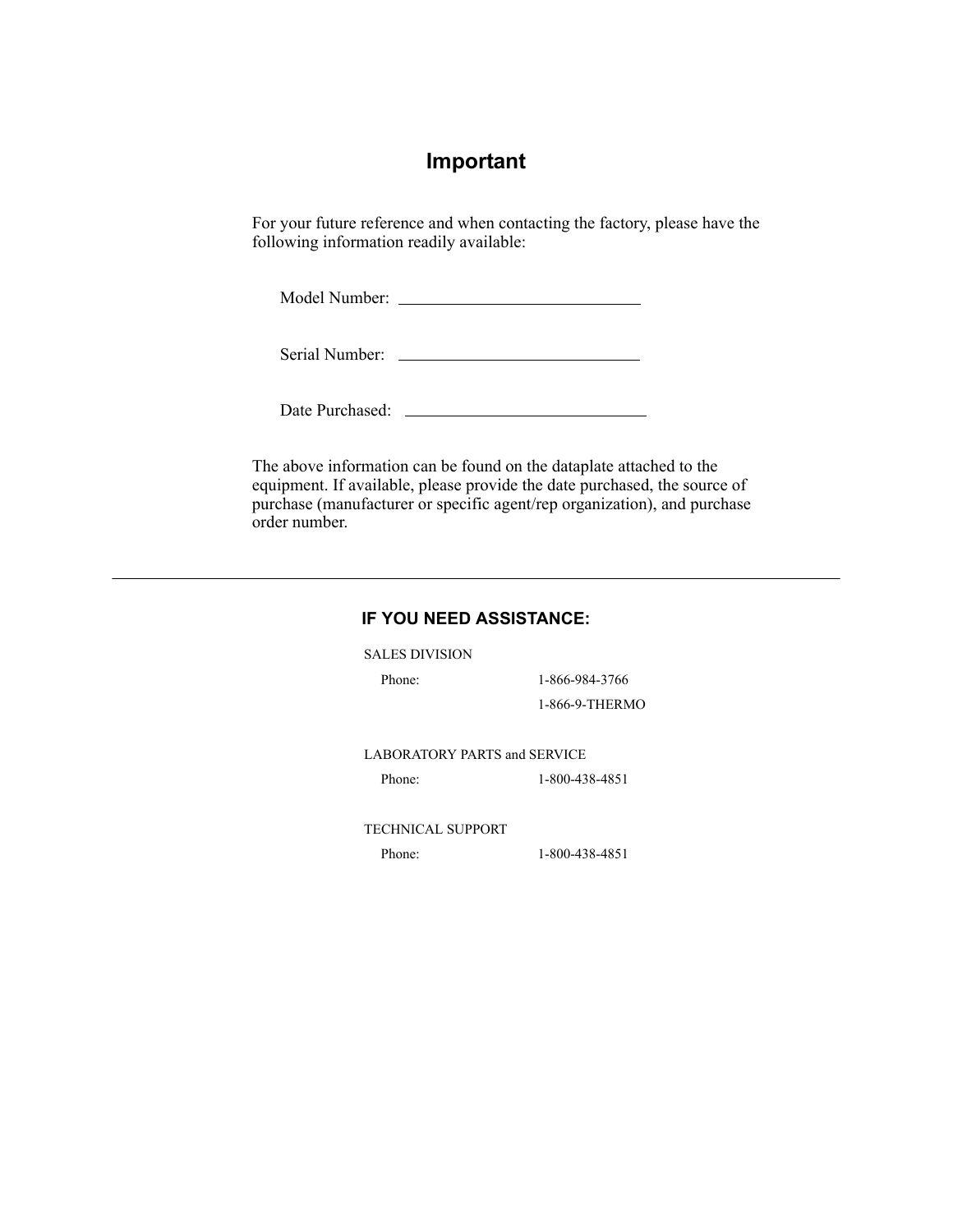# Important

For your future reference and when contacting the factory, please have the following information readily available:

Model Number: ____________________________

Serial Number: ____________________________

Date Purchased: ____________________________

The above information can be found on the dataplate attached to the equipment. If available, please provide the date purchased, the source of purchase (manufacturer or specific agent/rep organization), and purchase order number.

---

## IF YOU NEED ASSISTANCE:

SALES DIVISION

| | |
|---|---|
| Phone: | 1-866-984-3766 |
| | 1-866-9-THERMO |

LABORATORY PARTS and SERVICE

| | |
|---|---|
| Phone: | 1-800-438-4851 |

TECHNICAL SUPPORT

| | |
|---|---|
| Phone: | 1-800-438-4851 |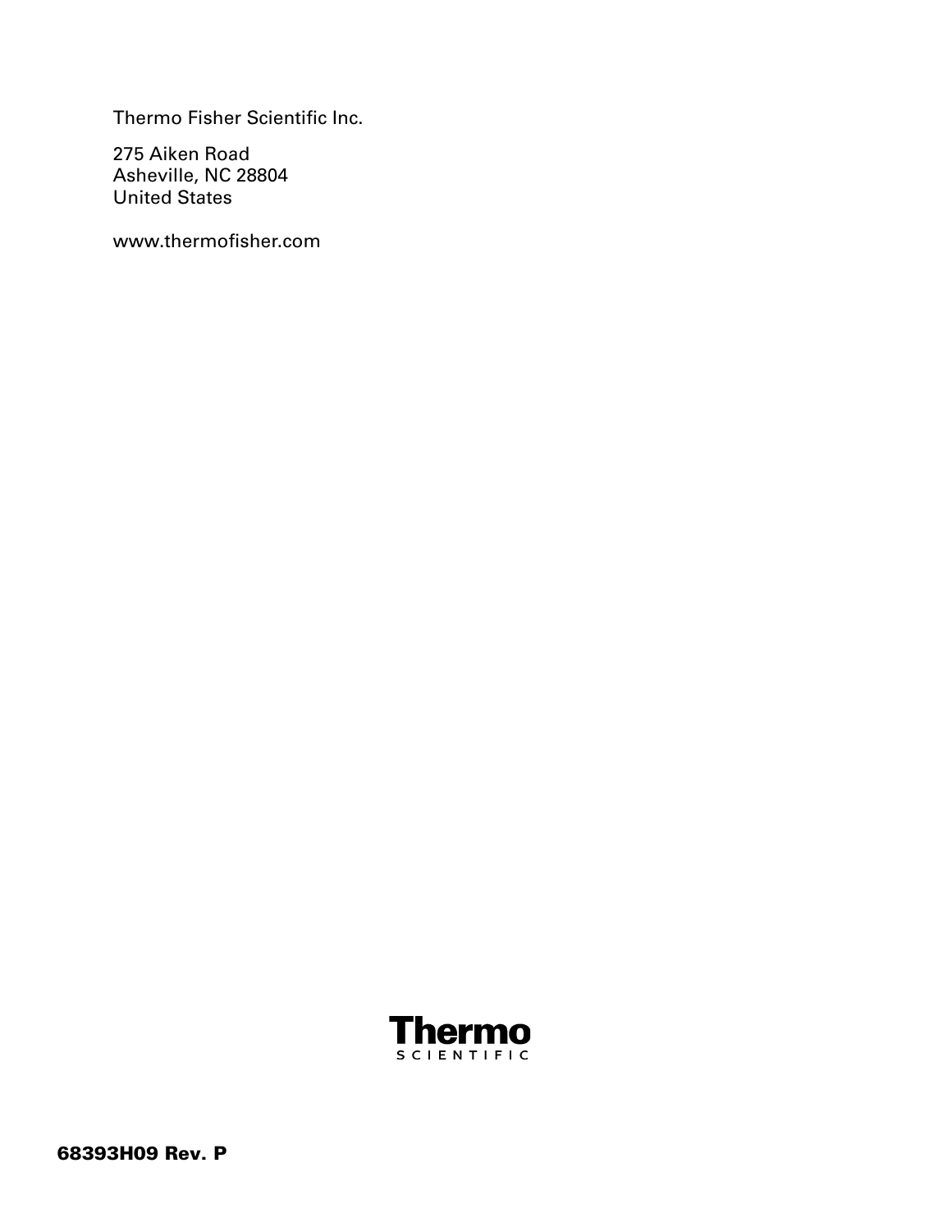Thermo Fisher Scientific Inc.

275 Aiken Road
Asheville, NC 28804
United States

www.thermofisher.com

Thermo
SCIENTIFIC

**68393H09 Rev. P**